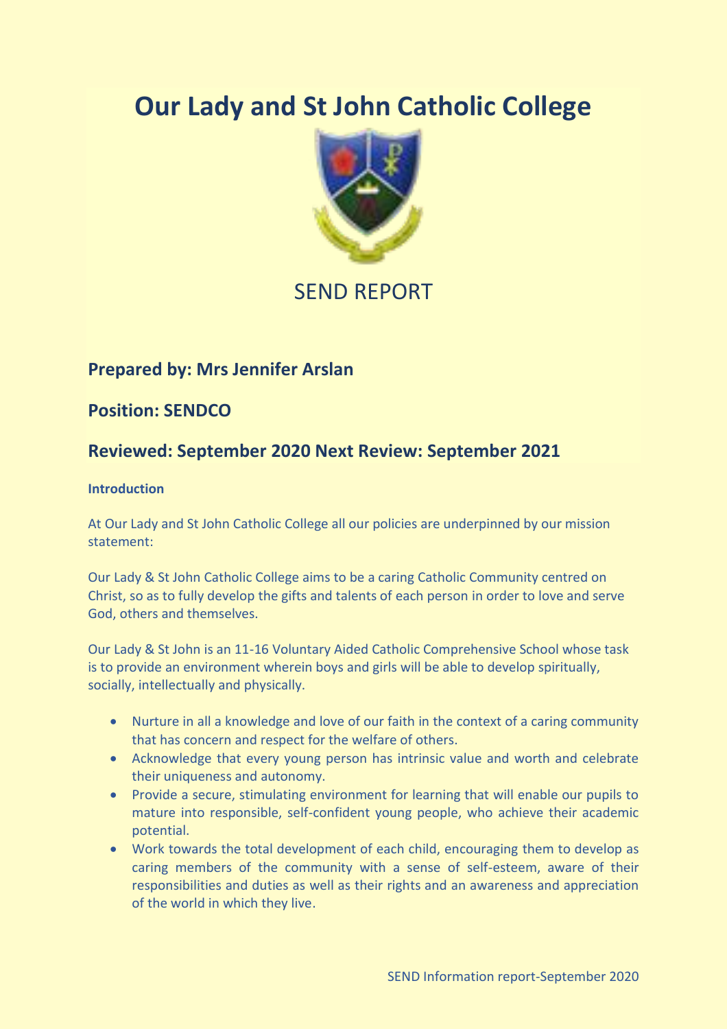# Our Lady and St John Catholic College

SEND REPORT

## Prepared by: Mrs Jennifer Arslan

## Position: SENDCO

## Reviewed: September 2020 Next Review: September 2021

**Introduction**

At Our Lady and St John Catholic College all our policies are underpinned by our mission statement:

Our Lady & St John Catholic College aims to be a caring Catholic Community centred on Christ, so as to fully develop the gifts and talents of each person in order to love and serve God, others and themselves.

Our Lady & St John is an 11-16 Voluntary Aided Catholic Comprehensive School whose task is to provide an environment wherein boys and girls will be able to develop spiritually, socially, intellectually and physically.

- Nurture in all a knowledge and love of our faith in the context of a caring community that has concern and respect for the welfare of others.
- Acknowledge that every young person has intrinsic value and worth and celebrate their uniqueness and autonomy.
- Provide a secure, stimulating environment for learning that will enable our pupils to mature into responsible, self-confident young people, who achieve their academic potential.
- Work towards the total development of each child, encouraging them to develop as caring members of the community with a sense of self-esteem, aware of their responsibilities and duties as well as their rights and an awareness and appreciation of the world in which they live.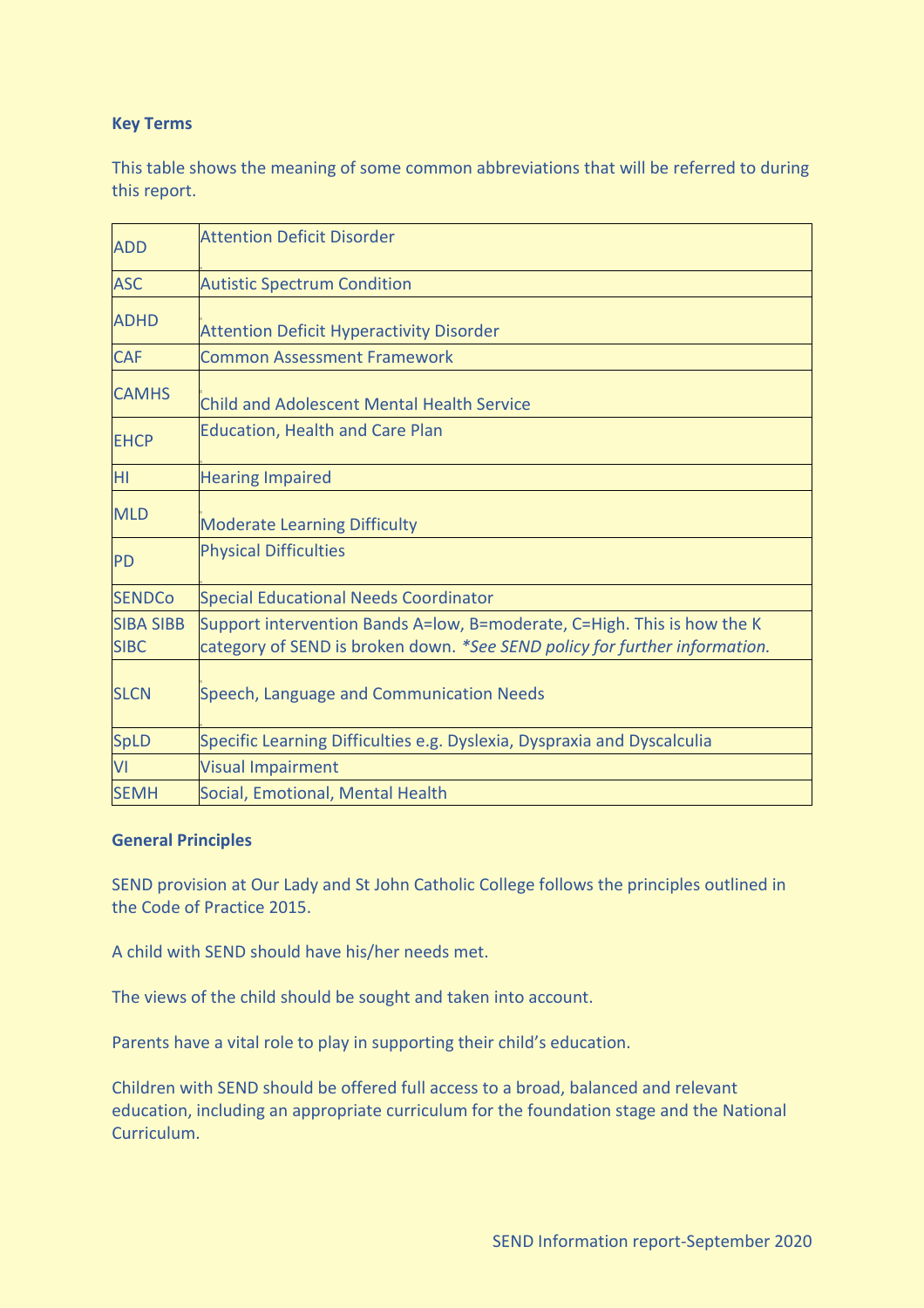**Key Terms**

This table shows the meaning of some common abbreviations that will be referred to during this report.

| | |
|---|---|
| ADD | Attention Deficit Disorder |
| ASC | Autistic Spectrum Condition |
| ADHD | Attention Deficit Hyperactivity Disorder |
| CAF | Common Assessment Framework |
| CAMHS | Child and Adolescent Mental Health Service |
| EHCP | Education, Health and Care Plan |
| HI | Hearing Impaired |
| MLD | Moderate Learning Difficulty |
| PD | Physical Difficulties |
| SENDCo | Special Educational Needs Coordinator |
| SIBA SIBB SIBC | Support intervention Bands A=low, B=moderate, C=High. This is how the K category of SEND is broken down. *\*See SEND policy for further information.* |
| SLCN | Speech, Language and Communication Needs |
| SpLD | Specific Learning Difficulties e.g. Dyslexia, Dyspraxia and Dyscalculia |
| VI | Visual Impairment |
| SEMH | Social, Emotional, Mental Health |

**General Principles**

SEND provision at Our Lady and St John Catholic College follows the principles outlined in the Code of Practice 2015.

A child with SEND should have his/her needs met.

The views of the child should be sought and taken into account.

Parents have a vital role to play in supporting their child's education.

Children with SEND should be offered full access to a broad, balanced and relevant education, including an appropriate curriculum for the foundation stage and the National Curriculum.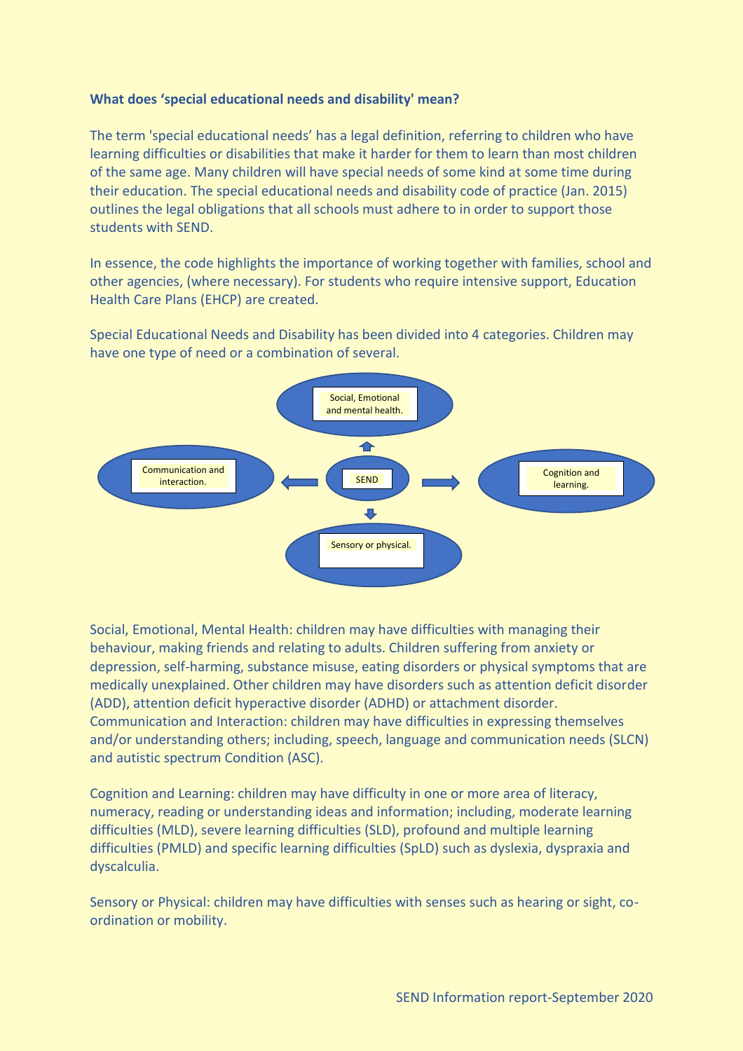**What does 'special educational needs and disability' mean?**

The term 'special educational needs' has a legal definition, referring to children who have learning difficulties or disabilities that make it harder for them to learn than most children of the same age. Many children will have special needs of some kind at some time during their education. The special educational needs and disability code of practice (Jan. 2015) outlines the legal obligations that all schools must adhere to in order to support those students with SEND.

In essence, the code highlights the importance of working together with families, school and other agencies, (where necessary). For students who require intensive support, Education Health Care Plans (EHCP) are created.

Special Educational Needs and Disability has been divided into 4 categories. Children may have one type of need or a combination of several.

- SEND
  - Social, Emotional and mental health.
  - Communication and interaction.
  - Cognition and learning.
  - Sensory or physical.

Social, Emotional, Mental Health: children may have difficulties with managing their behaviour, making friends and relating to adults. Children suffering from anxiety or depression, self-harming, substance misuse, eating disorders or physical symptoms that are medically unexplained. Other children may have disorders such as attention deficit disorder (ADD), attention deficit hyperactive disorder (ADHD) or attachment disorder.
Communication and Interaction: children may have difficulties in expressing themselves and/or understanding others; including, speech, language and communication needs (SLCN) and autistic spectrum Condition (ASC).

Cognition and Learning: children may have difficulty in one or more area of literacy, numeracy, reading or understanding ideas and information; including, moderate learning difficulties (MLD), severe learning difficulties (SLD), profound and multiple learning difficulties (PMLD) and specific learning difficulties (SpLD) such as dyslexia, dyspraxia and dyscalculia.

Sensory or Physical: children may have difficulties with senses such as hearing or sight, co-ordination or mobility.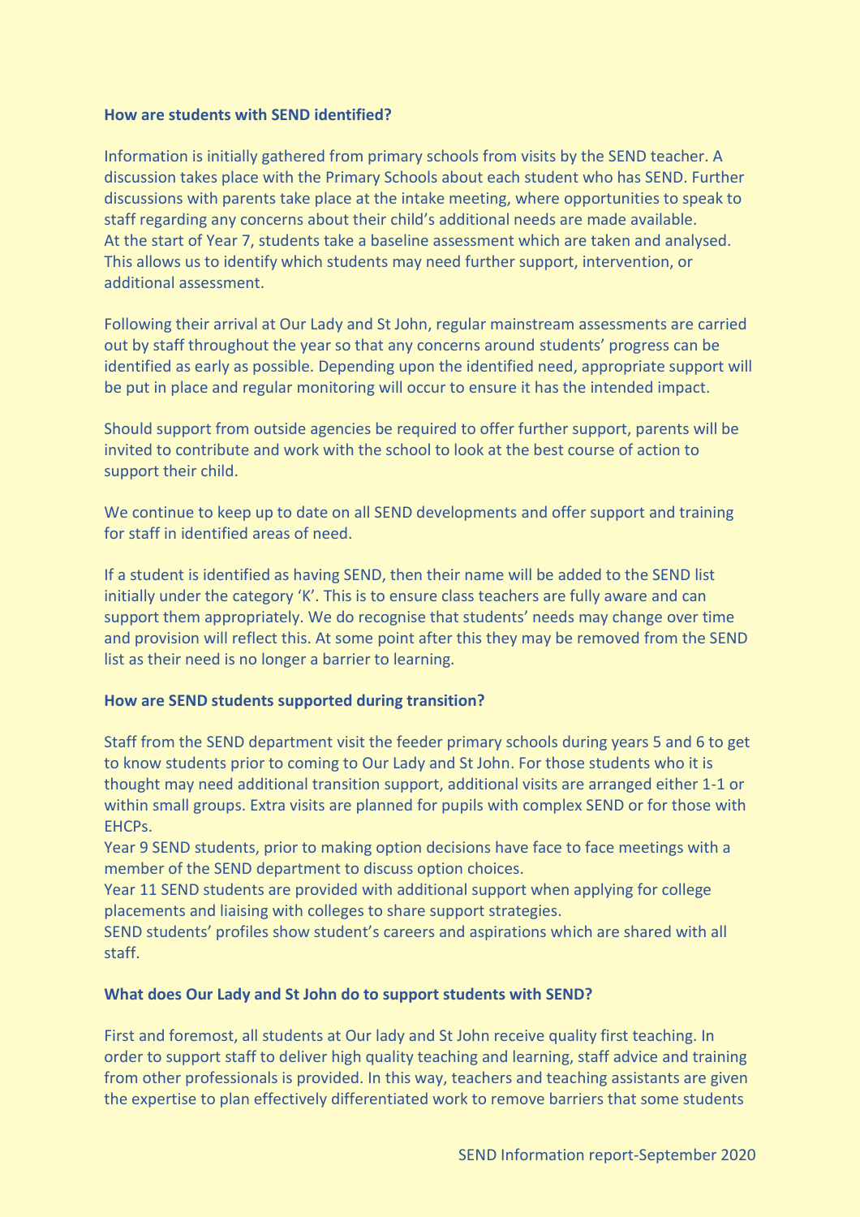**How are students with SEND identified?**

Information is initially gathered from primary schools from visits by the SEND teacher. A discussion takes place with the Primary Schools about each student who has SEND. Further discussions with parents take place at the intake meeting, where opportunities to speak to staff regarding any concerns about their child's additional needs are made available. At the start of Year 7, students take a baseline assessment which are taken and analysed. This allows us to identify which students may need further support, intervention, or additional assessment.

Following their arrival at Our Lady and St John, regular mainstream assessments are carried out by staff throughout the year so that any concerns around students' progress can be identified as early as possible. Depending upon the identified need, appropriate support will be put in place and regular monitoring will occur to ensure it has the intended impact.

Should support from outside agencies be required to offer further support, parents will be invited to contribute and work with the school to look at the best course of action to support their child.

We continue to keep up to date on all SEND developments and offer support and training for staff in identified areas of need.

If a student is identified as having SEND, then their name will be added to the SEND list initially under the category 'K'. This is to ensure class teachers are fully aware and can support them appropriately. We do recognise that students' needs may change over time and provision will reflect this. At some point after this they may be removed from the SEND list as their need is no longer a barrier to learning.

**How are SEND students supported during transition?**

Staff from the SEND department visit the feeder primary schools during years 5 and 6 to get to know students prior to coming to Our Lady and St John. For those students who it is thought may need additional transition support, additional visits are arranged either 1-1 or within small groups. Extra visits are planned for pupils with complex SEND or for those with EHCPs.
Year 9 SEND students, prior to making option decisions have face to face meetings with a member of the SEND department to discuss option choices.
Year 11 SEND students are provided with additional support when applying for college placements and liaising with colleges to share support strategies.
SEND students' profiles show student's careers and aspirations which are shared with all staff.

**What does Our Lady and St John do to support students with SEND?**

First and foremost, all students at Our lady and St John receive quality first teaching. In order to support staff to deliver high quality teaching and learning, staff advice and training from other professionals is provided. In this way, teachers and teaching assistants are given the expertise to plan effectively differentiated work to remove barriers that some students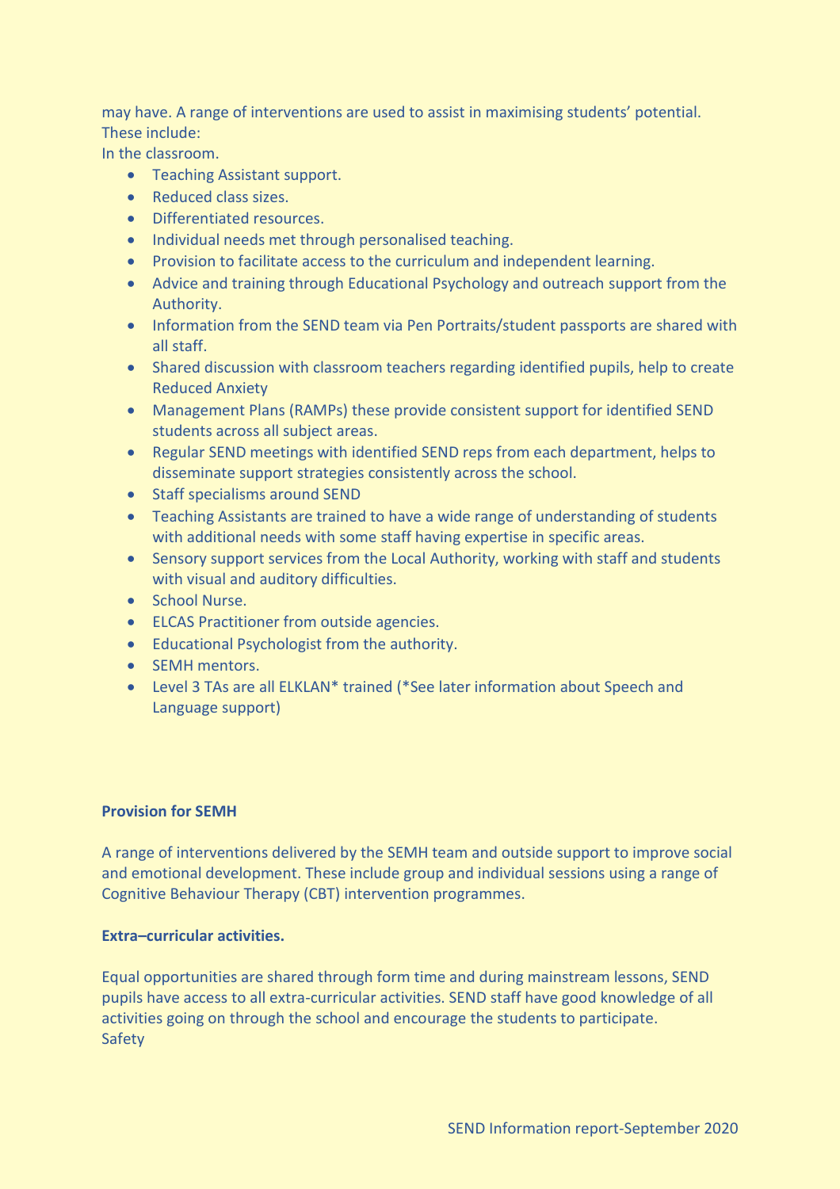may have. A range of interventions are used to assist in maximising students' potential. These include:
In the classroom.

- Teaching Assistant support.
- Reduced class sizes.
- Differentiated resources.
- Individual needs met through personalised teaching.
- Provision to facilitate access to the curriculum and independent learning.
- Advice and training through Educational Psychology and outreach support from the Authority.
- Information from the SEND team via Pen Portraits/student passports are shared with all staff.
- Shared discussion with classroom teachers regarding identified pupils, help to create Reduced Anxiety
- Management Plans (RAMPs) these provide consistent support for identified SEND students across all subject areas.
- Regular SEND meetings with identified SEND reps from each department, helps to disseminate support strategies consistently across the school.
- Staff specialisms around SEND
- Teaching Assistants are trained to have a wide range of understanding of students with additional needs with some staff having expertise in specific areas.
- Sensory support services from the Local Authority, working with staff and students with visual and auditory difficulties.
- School Nurse.
- ELCAS Practitioner from outside agencies.
- Educational Psychologist from the authority.
- SEMH mentors.
- Level 3 TAs are all ELKLAN* trained (*See later information about Speech and Language support)

**Provision for SEMH**

A range of interventions delivered by the SEMH team and outside support to improve social and emotional development. These include group and individual sessions using a range of Cognitive Behaviour Therapy (CBT) intervention programmes.

**Extra–curricular activities.**

Equal opportunities are shared through form time and during mainstream lessons, SEND pupils have access to all extra-curricular activities. SEND staff have good knowledge of all activities going on through the school and encourage the students to participate.
Safety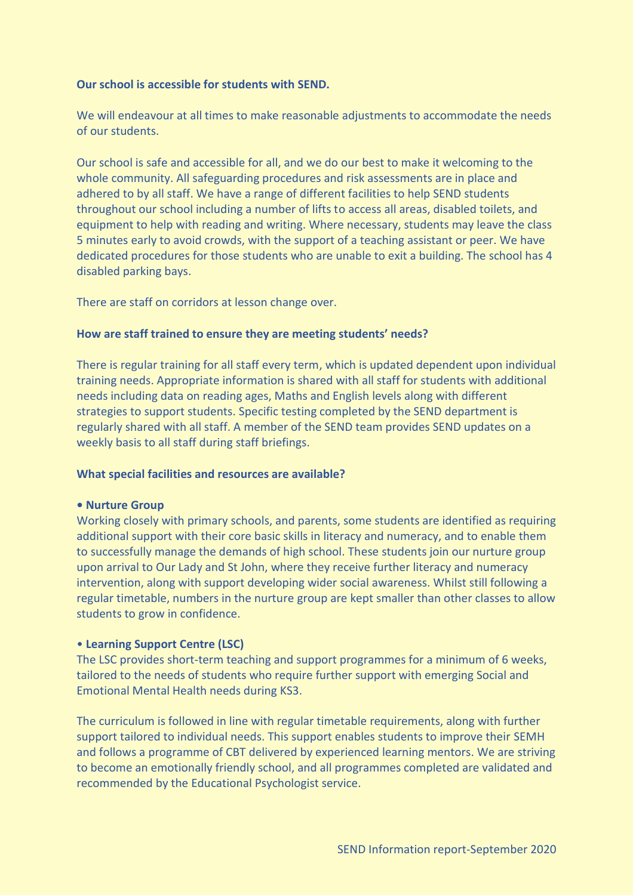**Our school is accessible for students with SEND.**

We will endeavour at all times to make reasonable adjustments to accommodate the needs of our students.

Our school is safe and accessible for all, and we do our best to make it welcoming to the whole community. All safeguarding procedures and risk assessments are in place and adhered to by all staff. We have a range of different facilities to help SEND students throughout our school including a number of lifts to access all areas, disabled toilets, and equipment to help with reading and writing. Where necessary, students may leave the class 5 minutes early to avoid crowds, with the support of a teaching assistant or peer. We have dedicated procedures for those students who are unable to exit a building. The school has 4 disabled parking bays.

There are staff on corridors at lesson change over.

**How are staff trained to ensure they are meeting students' needs?**

There is regular training for all staff every term, which is updated dependent upon individual training needs. Appropriate information is shared with all staff for students with additional needs including data on reading ages, Maths and English levels along with different strategies to support students. Specific testing completed by the SEND department is regularly shared with all staff. A member of the SEND team provides SEND updates on a weekly basis to all staff during staff briefings.

**What special facilities and resources are available?**

**• Nurture Group**
Working closely with primary schools, and parents, some students are identified as requiring additional support with their core basic skills in literacy and numeracy, and to enable them to successfully manage the demands of high school. These students join our nurture group upon arrival to Our Lady and St John, where they receive further literacy and numeracy intervention, along with support developing wider social awareness. Whilst still following a regular timetable, numbers in the nurture group are kept smaller than other classes to allow students to grow in confidence.

• **Learning Support Centre (LSC)**
The LSC provides short-term teaching and support programmes for a minimum of 6 weeks, tailored to the needs of students who require further support with emerging Social and Emotional Mental Health needs during KS3.

The curriculum is followed in line with regular timetable requirements, along with further support tailored to individual needs. This support enables students to improve their SEMH and follows a programme of CBT delivered by experienced learning mentors. We are striving to become an emotionally friendly school, and all programmes completed are validated and recommended by the Educational Psychologist service.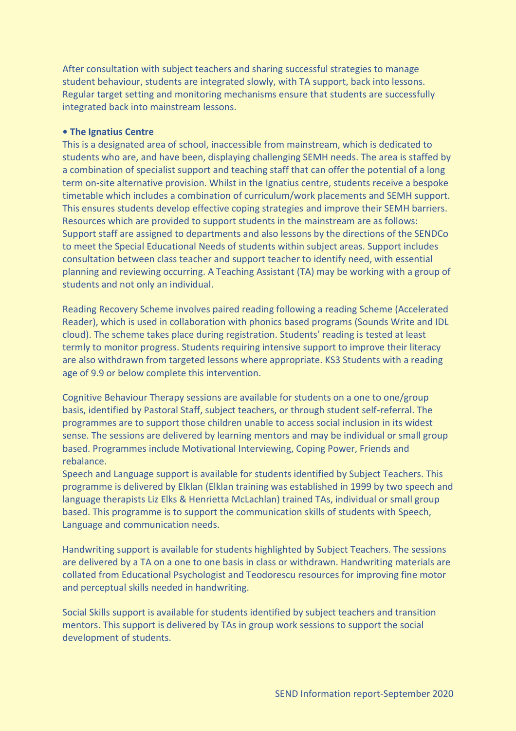After consultation with subject teachers and sharing successful strategies to manage student behaviour, students are integrated slowly, with TA support, back into lessons. Regular target setting and monitoring mechanisms ensure that students are successfully integrated back into mainstream lessons.

**• The Ignatius Centre**

This is a designated area of school, inaccessible from mainstream, which is dedicated to students who are, and have been, displaying challenging SEMH needs. The area is staffed by a combination of specialist support and teaching staff that can offer the potential of a long term on-site alternative provision. Whilst in the Ignatius centre, students receive a bespoke timetable which includes a combination of curriculum/work placements and SEMH support. This ensures students develop effective coping strategies and improve their SEMH barriers. Resources which are provided to support students in the mainstream are as follows: Support staff are assigned to departments and also lessons by the directions of the SENDCo to meet the Special Educational Needs of students within subject areas. Support includes consultation between class teacher and support teacher to identify need, with essential planning and reviewing occurring. A Teaching Assistant (TA) may be working with a group of students and not only an individual.

Reading Recovery Scheme involves paired reading following a reading Scheme (Accelerated Reader), which is used in collaboration with phonics based programs (Sounds Write and IDL cloud). The scheme takes place during registration. Students' reading is tested at least termly to monitor progress. Students requiring intensive support to improve their literacy are also withdrawn from targeted lessons where appropriate. KS3 Students with a reading age of 9.9 or below complete this intervention.

Cognitive Behaviour Therapy sessions are available for students on a one to one/group basis, identified by Pastoral Staff, subject teachers, or through student self-referral. The programmes are to support those children unable to access social inclusion in its widest sense. The sessions are delivered by learning mentors and may be individual or small group based. Programmes include Motivational Interviewing, Coping Power, Friends and rebalance.

Speech and Language support is available for students identified by Subject Teachers. This programme is delivered by Elklan (Elklan training was established in 1999 by two speech and language therapists Liz Elks & Henrietta McLachlan) trained TAs, individual or small group based. This programme is to support the communication skills of students with Speech, Language and communication needs.

Handwriting support is available for students highlighted by Subject Teachers. The sessions are delivered by a TA on a one to one basis in class or withdrawn. Handwriting materials are collated from Educational Psychologist and Teodorescu resources for improving fine motor and perceptual skills needed in handwriting.

Social Skills support is available for students identified by subject teachers and transition mentors. This support is delivered by TAs in group work sessions to support the social development of students.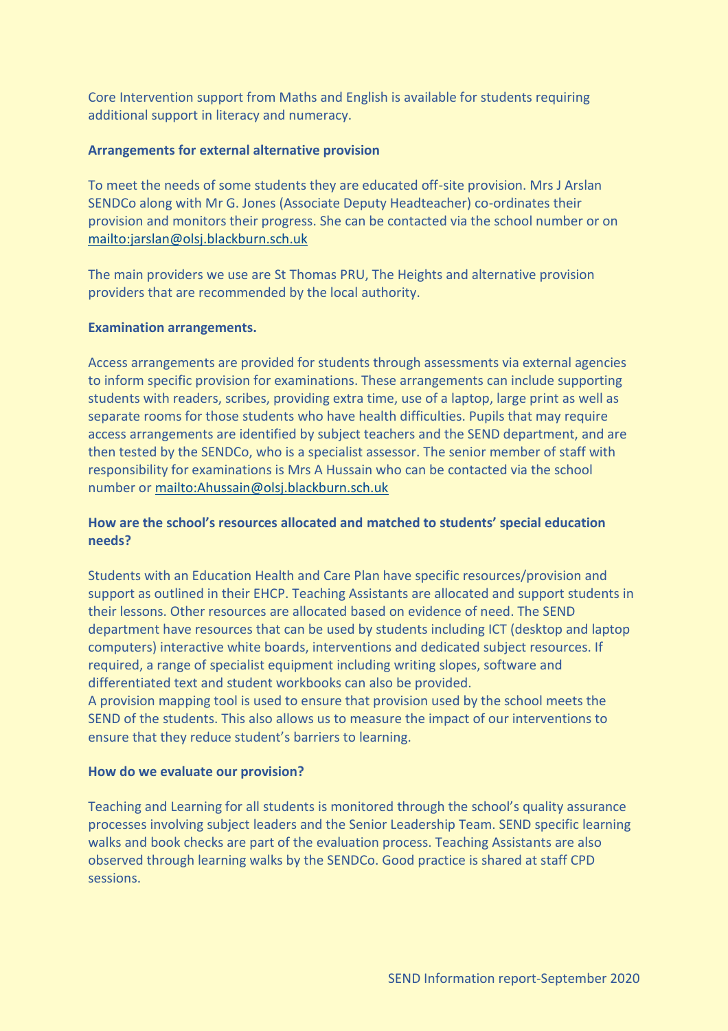Core Intervention support from Maths and English is available for students requiring additional support in literacy and numeracy.

**Arrangements for external alternative provision**

To meet the needs of some students they are educated off-site provision. Mrs J Arslan SENDCo along with Mr G. Jones (Associate Deputy Headteacher) co-ordinates their provision and monitors their progress. She can be contacted via the school number or on mailto:jarslan@olsj.blackburn.sch.uk

The main providers we use are St Thomas PRU, The Heights and alternative provision providers that are recommended by the local authority.

**Examination arrangements.**

Access arrangements are provided for students through assessments via external agencies to inform specific provision for examinations. These arrangements can include supporting students with readers, scribes, providing extra time, use of a laptop, large print as well as separate rooms for those students who have health difficulties. Pupils that may require access arrangements are identified by subject teachers and the SEND department, and are then tested by the SENDCo, who is a specialist assessor. The senior member of staff with responsibility for examinations is Mrs A Hussain who can be contacted via the school number or mailto:Ahussain@olsj.blackburn.sch.uk

**How are the school's resources allocated and matched to students' special education needs?**

Students with an Education Health and Care Plan have specific resources/provision and support as outlined in their EHCP. Teaching Assistants are allocated and support students in their lessons. Other resources are allocated based on evidence of need. The SEND department have resources that can be used by students including ICT (desktop and laptop computers) interactive white boards, interventions and dedicated subject resources. If required, a range of specialist equipment including writing slopes, software and differentiated text and student workbooks can also be provided.
A provision mapping tool is used to ensure that provision used by the school meets the SEND of the students. This also allows us to measure the impact of our interventions to ensure that they reduce student's barriers to learning.

**How do we evaluate our provision?**

Teaching and Learning for all students is monitored through the school's quality assurance processes involving subject leaders and the Senior Leadership Team. SEND specific learning walks and book checks are part of the evaluation process. Teaching Assistants are also observed through learning walks by the SENDCo. Good practice is shared at staff CPD sessions.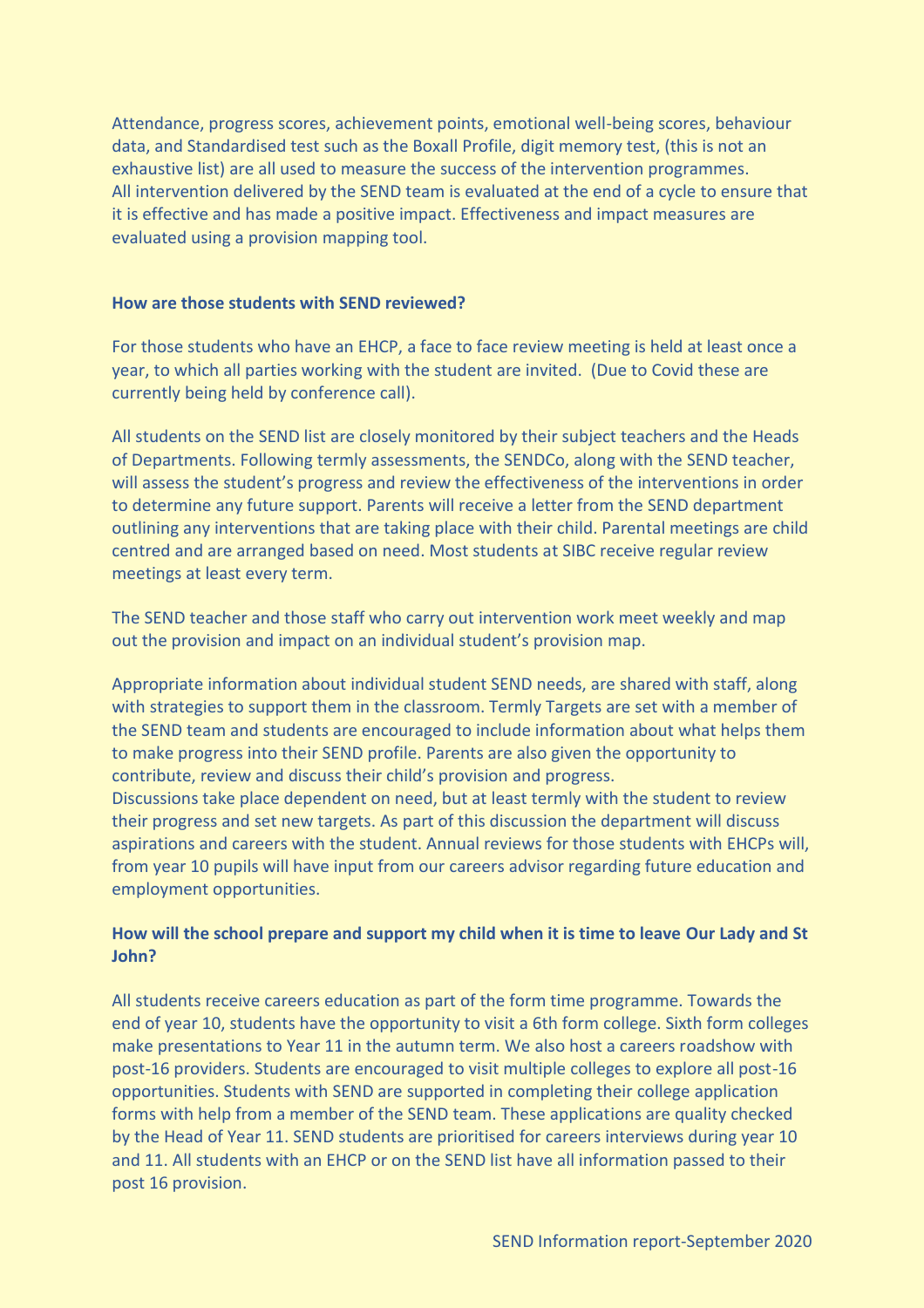Attendance, progress scores, achievement points, emotional well-being scores, behaviour data, and Standardised test such as the Boxall Profile, digit memory test, (this is not an exhaustive list) are all used to measure the success of the intervention programmes. All intervention delivered by the SEND team is evaluated at the end of a cycle to ensure that it is effective and has made a positive impact. Effectiveness and impact measures are evaluated using a provision mapping tool.

**How are those students with SEND reviewed?**

For those students who have an EHCP, a face to face review meeting is held at least once a year, to which all parties working with the student are invited. (Due to Covid these are currently being held by conference call).

All students on the SEND list are closely monitored by their subject teachers and the Heads of Departments. Following termly assessments, the SENDCo, along with the SEND teacher, will assess the student's progress and review the effectiveness of the interventions in order to determine any future support. Parents will receive a letter from the SEND department outlining any interventions that are taking place with their child. Parental meetings are child centred and are arranged based on need. Most students at SIBC receive regular review meetings at least every term.

The SEND teacher and those staff who carry out intervention work meet weekly and map out the provision and impact on an individual student's provision map.

Appropriate information about individual student SEND needs, are shared with staff, along with strategies to support them in the classroom. Termly Targets are set with a member of the SEND team and students are encouraged to include information about what helps them to make progress into their SEND profile. Parents are also given the opportunity to contribute, review and discuss their child's provision and progress.
Discussions take place dependent on need, but at least termly with the student to review their progress and set new targets. As part of this discussion the department will discuss aspirations and careers with the student. Annual reviews for those students with EHCPs will, from year 10 pupils will have input from our careers advisor regarding future education and employment opportunities.

**How will the school prepare and support my child when it is time to leave Our Lady and St John?**

All students receive careers education as part of the form time programme. Towards the end of year 10, students have the opportunity to visit a 6th form college. Sixth form colleges make presentations to Year 11 in the autumn term. We also host a careers roadshow with post-16 providers. Students are encouraged to visit multiple colleges to explore all post-16 opportunities. Students with SEND are supported in completing their college application forms with help from a member of the SEND team. These applications are quality checked by the Head of Year 11. SEND students are prioritised for careers interviews during year 10 and 11. All students with an EHCP or on the SEND list have all information passed to their post 16 provision.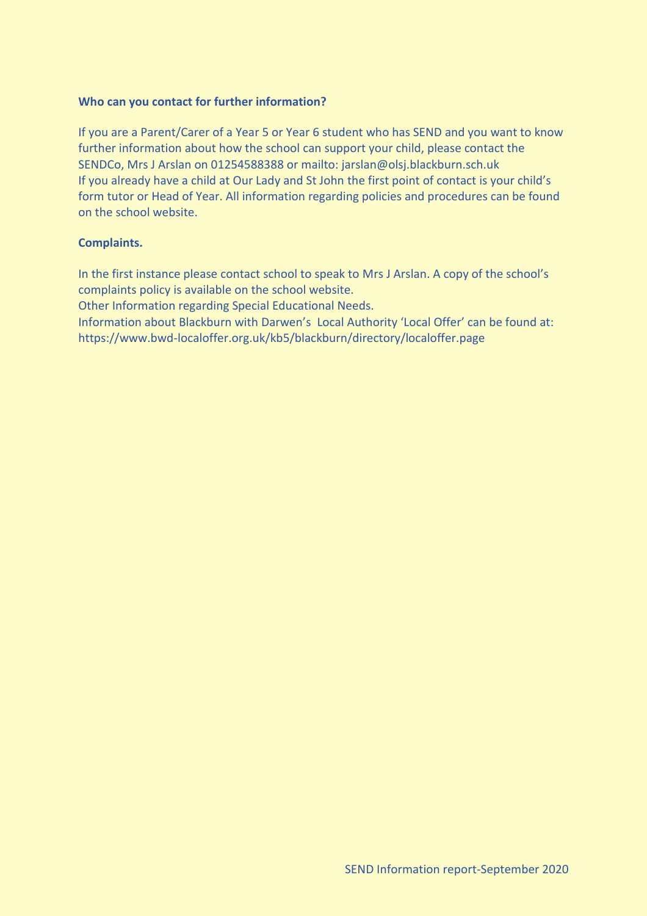**Who can you contact for further information?**

If you are a Parent/Carer of a Year 5 or Year 6 student who has SEND and you want to know further information about how the school can support your child, please contact the SENDCo, Mrs J Arslan on 01254588388 or mailto: jarslan@olsj.blackburn.sch.uk
If you already have a child at Our Lady and St John the first point of contact is your child's form tutor or Head of Year. All information regarding policies and procedures can be found on the school website.

**Complaints.**

In the first instance please contact school to speak to Mrs J Arslan. A copy of the school's complaints policy is available on the school website.
Other Information regarding Special Educational Needs.
Information about Blackburn with Darwen's Local Authority 'Local Offer' can be found at: https://www.bwd-localoffer.org.uk/kb5/blackburn/directory/localoffer.page